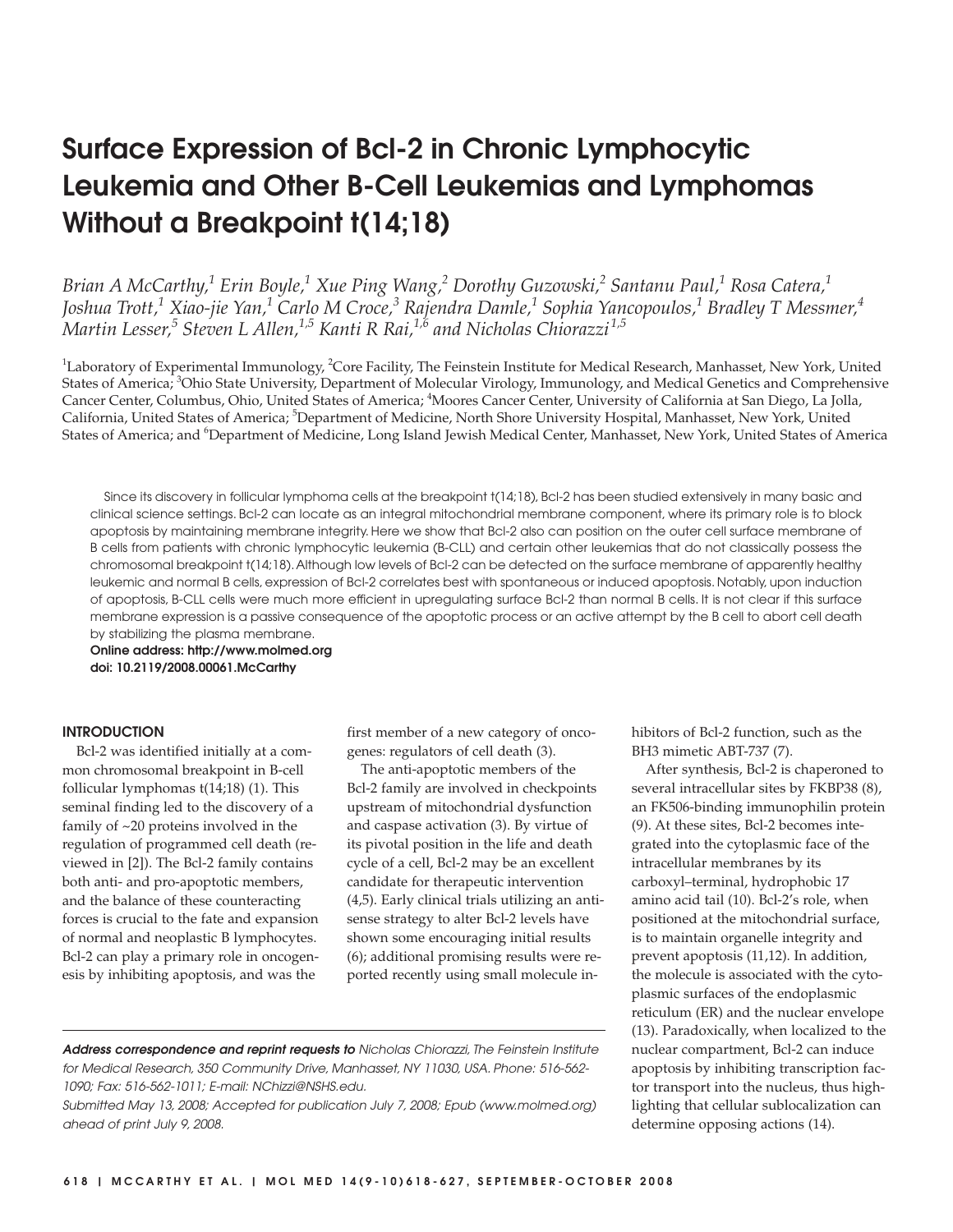# Surface Expression of Bcl-2 in Chronic Lymphocytic Leukemia and Other B-Cell Leukemias and Lymphomas Without a Breakpoint t(14;18)

*Brian A McCarthy,[1] Erin Boyle,[1] Xue Ping Wang,[2] Dorothy Guzowski,[2] Santanu Paul,[1] Rosa Catera,[1] Joshua Trott,[1] Xiao-jie Yan,[1] Carlo M Croce,[3] Rajendra Damle,[1] Sophia Yancopoulos,[1] Bradley T Messmer,[4] Martin Lesser,[5] Steven L Allen,[1,5] Kanti R Rai,[1,6] and Nicholas Chiorazzi[1,5]*

[1]Laboratory of Experimental Immunology, [2]Core Facility, The Feinstein Institute for Medical Research, Manhasset, New York, United States of America; [3]Ohio State University, Department of Molecular Virology, Immunology, and Medical Genetics and Comprehensive Cancer Center, Columbus, Ohio, United States of America; [4]Moores Cancer Center, University of California at San Diego, La Jolla, California, United States of America; [5]Department of Medicine, North Shore University Hospital, Manhasset, New York, United States of America; and [6]Department of Medicine, Long Island Jewish Medical Center, Manhasset, New York, United States of America

Since its discovery in follicular lymphoma cells at the breakpoint t(14;18), Bcl-2 has been studied extensively in many basic and clinical science settings. Bcl-2 can locate as an integral mitochondrial membrane component, where its primary role is to block apoptosis by maintaining membrane integrity. Here we show that Bcl-2 also can position on the outer cell surface membrane of B cells from patients with chronic lymphocytic leukemia (B-CLL) and certain other leukemias that do not classically possess the chromosomal breakpoint t(14;18). Although low levels of Bcl-2 can be detected on the surface membrane of apparently healthy leukemic and normal B cells, expression of Bcl-2 correlates best with spontaneous or induced apoptosis. Notably, upon induction of apoptosis, B-CLL cells were much more efficient in upregulating surface Bcl-2 than normal B cells. It is not clear if this surface membrane expression is a passive consequence of the apoptotic process or an active attempt by the B cell to abort cell death by stabilizing the plasma membrane.

**Online address: http://www.molmed.org**
**doi: 10.2119/2008.00061.McCarthy**

## INTRODUCTION

Bcl-2 was identified initially at a common chromosomal breakpoint in B-cell follicular lymphomas t(14;18) (1). This seminal finding led to the discovery of a family of ~20 proteins involved in the regulation of programmed cell death (reviewed in [2]). The Bcl-2 family contains both anti- and pro-apoptotic members, and the balance of these counteracting forces is crucial to the fate and expansion of normal and neoplastic B lymphocytes. Bcl-2 can play a primary role in oncogenesis by inhibiting apoptosis, and was the first member of a new category of oncogenes: regulators of cell death (3).

The anti-apoptotic members of the Bcl-2 family are involved in checkpoints upstream of mitochondrial dysfunction and caspase activation (3). By virtue of its pivotal position in the life and death cycle of a cell, Bcl-2 may be an excellent candidate for therapeutic intervention (4,5). Early clinical trials utilizing an antisense strategy to alter Bcl-2 levels have shown some encouraging initial results (6); additional promising results were reported recently using small molecule inhibitors of Bcl-2 function, such as the BH3 mimetic ABT-737 (7).

After synthesis, Bcl-2 is chaperoned to several intracellular sites by FKBP38 (8), an FK506-binding immunophilin protein (9). At these sites, Bcl-2 becomes integrated into the cytoplasmic face of the intracellular membranes by its carboxyl–terminal, hydrophobic 17 amino acid tail (10). Bcl-2's role, when positioned at the mitochondrial surface, is to maintain organelle integrity and prevent apoptosis (11,12). In addition, the molecule is associated with the cytoplasmic surfaces of the endoplasmic reticulum (ER) and the nuclear envelope (13). Paradoxically, when localized to the nuclear compartment, Bcl-2 can induce apoptosis by inhibiting transcription factor transport into the nucleus, thus highlighting that cellular sublocalization can determine opposing actions (14).

***Address correspondence and reprint requests to** Nicholas Chiorazzi, The Feinstein Institute for Medical Research, 350 Community Drive, Manhasset, NY 11030, USA. Phone: 516-562-1090; Fax: 516-562-1011; E-mail: NChizzi@NSHS.edu.*
*Submitted May 13, 2008; Accepted for publication July 7, 2008; Epub (www.molmed.org) ahead of print July 9, 2008.*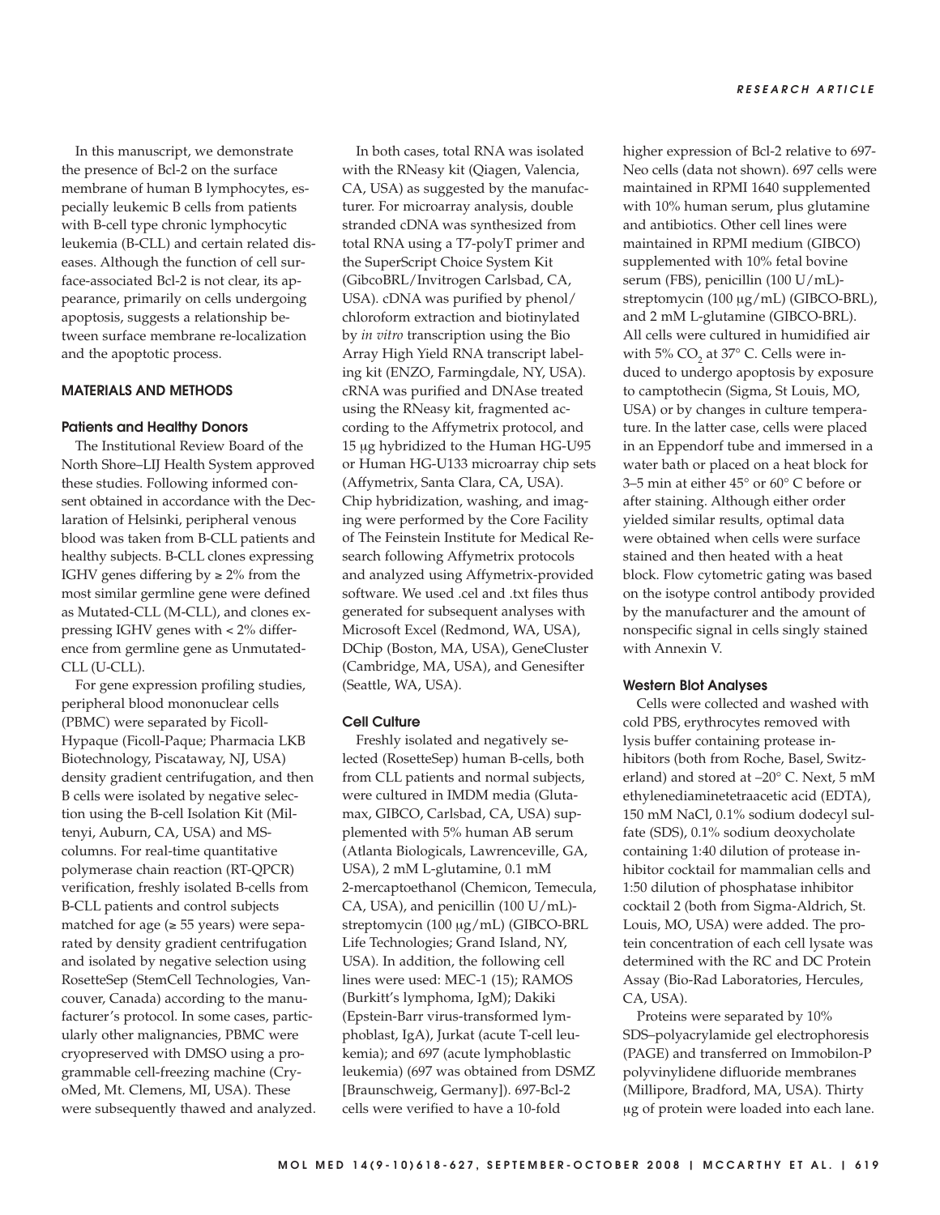In this manuscript, we demonstrate the presence of Bcl-2 on the surface membrane of human B lymphocytes, especially leukemic B cells from patients with B-cell type chronic lymphocytic leukemia (B-CLL) and certain related diseases. Although the function of cell surface-associated Bcl-2 is not clear, its appearance, primarily on cells undergoing apoptosis, suggests a relationship between surface membrane re-localization and the apoptotic process.

## MATERIALS AND METHODS

### Patients and Healthy Donors

The Institutional Review Board of the North Shore–LIJ Health System approved these studies. Following informed consent obtained in accordance with the Declaration of Helsinki, peripheral venous blood was taken from B-CLL patients and healthy subjects. B-CLL clones expressing IGHV genes differing by ≥ 2% from the most similar germline gene were defined as Mutated-CLL (M-CLL), and clones expressing IGHV genes with < 2% difference from germline gene as Unmutated-CLL (U-CLL).

For gene expression profiling studies, peripheral blood mononuclear cells (PBMC) were separated by Ficoll-Hypaque (Ficoll-Paque; Pharmacia LKB Biotechnology, Piscataway, NJ, USA) density gradient centrifugation, and then B cells were isolated by negative selection using the B-cell Isolation Kit (Miltenyi, Auburn, CA, USA) and MS-columns. For real-time quantitative polymerase chain reaction (RT-QPCR) verification, freshly isolated B-cells from B-CLL patients and control subjects matched for age (≥ 55 years) were separated by density gradient centrifugation and isolated by negative selection using RosetteSep (StemCell Technologies, Vancouver, Canada) according to the manufacturer's protocol. In some cases, particularly other malignancies, PBMC were cryopreserved with DMSO using a programmable cell-freezing machine (CryoMed, Mt. Clemens, MI, USA). These were subsequently thawed and analyzed.

In both cases, total RNA was isolated with the RNeasy kit (Qiagen, Valencia, CA, USA) as suggested by the manufacturer. For microarray analysis, double stranded cDNA was synthesized from total RNA using a T7-polyT primer and the SuperScript Choice System Kit (GibcoBRL/Invitrogen Carlsbad, CA, USA). cDNA was purified by phenol/chloroform extraction and biotinylated by *in vitro* transcription using the Bio Array High Yield RNA transcript labeling kit (ENZO, Farmingdale, NY, USA). cRNA was purified and DNAse treated using the RNeasy kit, fragmented according to the Affymetrix protocol, and 15 μg hybridized to the Human HG-U95 or Human HG-U133 microarray chip sets (Affymetrix, Santa Clara, CA, USA). Chip hybridization, washing, and imaging were performed by the Core Facility of The Feinstein Institute for Medical Research following Affymetrix protocols and analyzed using Affymetrix-provided software. We used .cel and .txt files thus generated for subsequent analyses with Microsoft Excel (Redmond, WA, USA), DChip (Boston, MA, USA), GeneCluster (Cambridge, MA, USA), and Genesifter (Seattle, WA, USA).

### Cell Culture

Freshly isolated and negatively selected (RosetteSep) human B-cells, both from CLL patients and normal subjects, were cultured in IMDM media (Glutamax, GIBCO, Carlsbad, CA, USA) supplemented with 5% human AB serum (Atlanta Biologicals, Lawrenceville, GA, USA), 2 mM L-glutamine, 0.1 mM 2-mercaptoethanol (Chemicon, Temecula, CA, USA), and penicillin (100 U/mL)-streptomycin (100 μg/mL) (GIBCO-BRL Life Technologies; Grand Island, NY, USA). In addition, the following cell lines were used: MEC-1 (15); RAMOS (Burkitt's lymphoma, IgM); Dakiki (Epstein-Barr virus-transformed lymphoblast, IgA), Jurkat (acute T-cell leukemia); and 697 (acute lymphoblastic leukemia) (697 was obtained from DSMZ [Braunschweig, Germany]). 697-Bcl-2 cells were verified to have a 10-fold higher expression of Bcl-2 relative to 697-Neo cells (data not shown). 697 cells were maintained in RPMI 1640 supplemented with 10% human serum, plus glutamine and antibiotics. Other cell lines were maintained in RPMI medium (GIBCO) supplemented with 10% fetal bovine serum (FBS), penicillin (100 U/mL)-streptomycin (100 μg/mL) (GIBCO-BRL), and 2 mM L-glutamine (GIBCO-BRL). All cells were cultured in humidified air with 5% $CO_2$ at 37° C. Cells were induced to undergo apoptosis by exposure to camptothecin (Sigma, St Louis, MO, USA) or by changes in culture temperature. In the latter case, cells were placed in an Eppendorf tube and immersed in a water bath or placed on a heat block for 3–5 min at either 45° or 60° C before or after staining. Although either order yielded similar results, optimal data were obtained when cells were surface stained and then heated with a heat block. Flow cytometric gating was based on the isotype control antibody provided by the manufacturer and the amount of nonspecific signal in cells singly stained with Annexin V.

### Western Blot Analyses

Cells were collected and washed with cold PBS, erythrocytes removed with lysis buffer containing protease inhibitors (both from Roche, Basel, Switzerland) and stored at –20° C. Next, 5 mM ethylenediaminetetraacetic acid (EDTA), 150 mM NaCl, 0.1% sodium dodecyl sulfate (SDS), 0.1% sodium deoxycholate containing 1:40 dilution of protease inhibitor cocktail for mammalian cells and 1:50 dilution of phosphatase inhibitor cocktail 2 (both from Sigma-Aldrich, St. Louis, MO, USA) were added. The protein concentration of each cell lysate was determined with the RC and DC Protein Assay (Bio-Rad Laboratories, Hercules, CA, USA).

Proteins were separated by 10% SDS–polyacrylamide gel electrophoresis (PAGE) and transferred on Immobilon-P polyvinylidene difluoride membranes (Millipore, Bradford, MA, USA). Thirty μg of protein were loaded into each lane.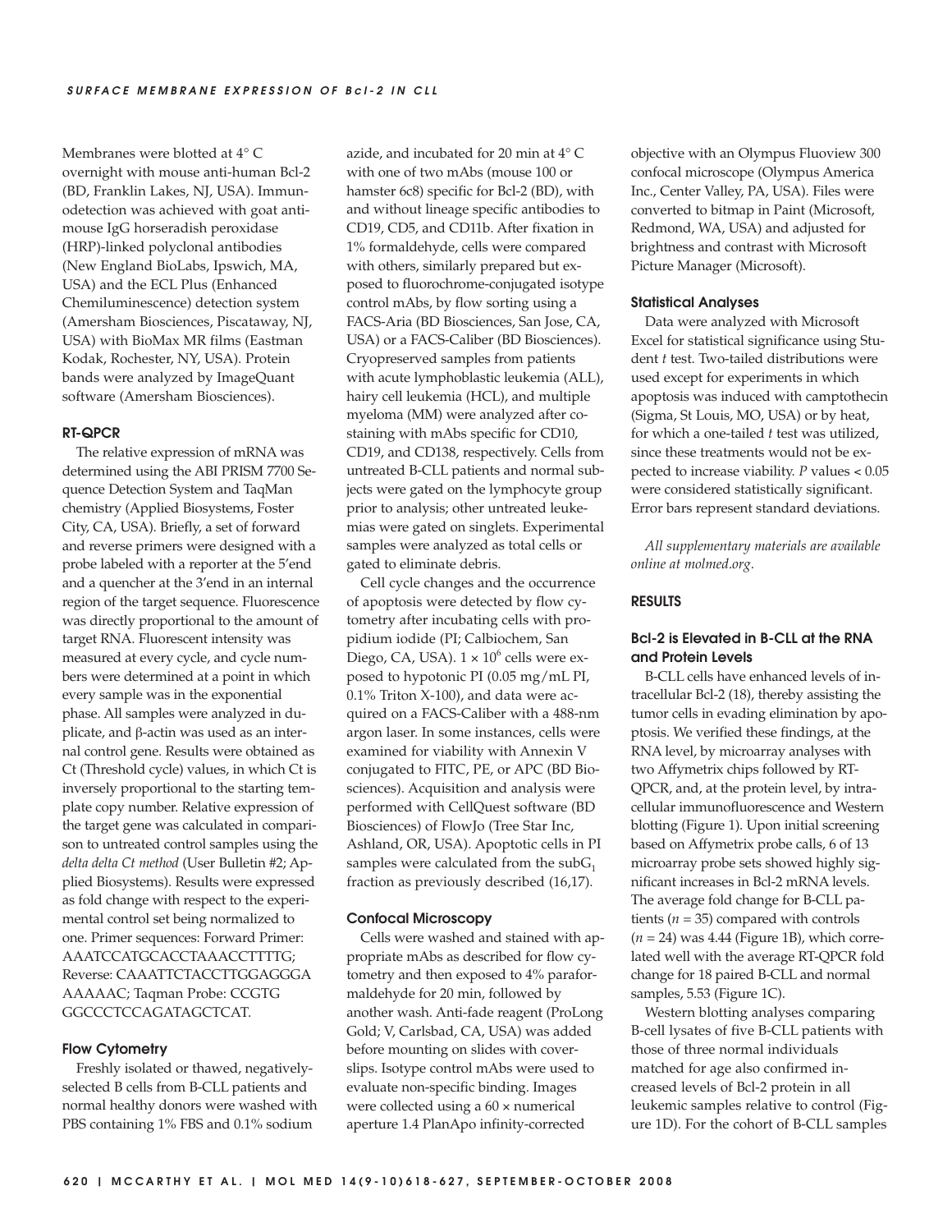Membranes were blotted at 4° C overnight with mouse anti-human Bcl-2 (BD, Franklin Lakes, NJ, USA). Immunodetection was achieved with goat anti-mouse IgG horseradish peroxidase (HRP)-linked polyclonal antibodies (New England BioLabs, Ipswich, MA, USA) and the ECL Plus (Enhanced Chemiluminescence) detection system (Amersham Biosciences, Piscataway, NJ, USA) with BioMax MR films (Eastman Kodak, Rochester, NY, USA). Protein bands were analyzed by ImageQuant software (Amersham Biosciences).

#### RT-QPCR

The relative expression of mRNA was determined using the ABI PRISM 7700 Sequence Detection System and TaqMan chemistry (Applied Biosystems, Foster City, CA, USA). Briefly, a set of forward and reverse primers were designed with a probe labeled with a reporter at the 5'end and a quencher at the 3'end in an internal region of the target sequence. Fluorescence was directly proportional to the amount of target RNA. Fluorescent intensity was measured at every cycle, and cycle numbers were determined at a point in which every sample was in the exponential phase. All samples were analyzed in duplicate, and β-actin was used as an internal control gene. Results were obtained as Ct (Threshold cycle) values, in which Ct is inversely proportional to the starting template copy number. Relative expression of the target gene was calculated in comparison to untreated control samples using the *delta delta Ct method* (User Bulletin #2; Applied Biosystems). Results were expressed as fold change with respect to the experimental control set being normalized to one. Primer sequences: Forward Primer: AAATCCATGCACCTAAACCTTTTG; Reverse: CAAATTCTACCTTGGAGGGA AAAAAC; Taqman Probe: CCGTG GGCCCTCCAGATAGCTCAT.

#### Flow Cytometry

Freshly isolated or thawed, negatively-selected B cells from B-CLL patients and normal healthy donors were washed with PBS containing 1% FBS and 0.1% sodium azide, and incubated for 20 min at 4° C with one of two mAbs (mouse 100 or hamster 6c8) specific for Bcl-2 (BD), with and without lineage specific antibodies to CD19, CD5, and CD11b. After fixation in 1% formaldehyde, cells were compared with others, similarly prepared but exposed to fluorochrome-conjugated isotype control mAbs, by flow sorting using a FACS-Aria (BD Biosciences, San Jose, CA, USA) or a FACS-Caliber (BD Biosciences). Cryopreserved samples from patients with acute lymphoblastic leukemia (ALL), hairy cell leukemia (HCL), and multiple myeloma (MM) were analyzed after co-staining with mAbs specific for CD10, CD19, and CD138, respectively. Cells from untreated B-CLL patients and normal subjects were gated on the lymphocyte group prior to analysis; other untreated leukemias were gated on singlets. Experimental samples were analyzed as total cells or gated to eliminate debris.

Cell cycle changes and the occurrence of apoptosis were detected by flow cytometry after incubating cells with propidium iodide (PI; Calbiochem, San Diego, CA, USA). $1 \times 10^6$ cells were exposed to hypotonic PI (0.05 mg/mL PI, 0.1% Triton X-100), and data were acquired on a FACS-Caliber with a 488-nm argon laser. In some instances, cells were examined for viability with Annexin V conjugated to FITC, PE, or APC (BD Biosciences). Acquisition and analysis were performed with CellQuest software (BD Biosciences) of FlowJo (Tree Star Inc, Ashland, OR, USA). Apoptotic cells in PI samples were calculated from the sub$G_1$ fraction as previously described (16,17).

#### Confocal Microscopy

Cells were washed and stained with appropriate mAbs as described for flow cytometry and then exposed to 4% paraformaldehyde for 20 min, followed by another wash. Anti-fade reagent (ProLong Gold; V, Carlsbad, CA, USA) was added before mounting on slides with coverslips. Isotype control mAbs were used to evaluate non-specific binding. Images were collected using a 60 × numerical aperture 1.4 PlanApo infinity-corrected objective with an Olympus Fluoview 300 confocal microscope (Olympus America Inc., Center Valley, PA, USA). Files were converted to bitmap in Paint (Microsoft, Redmond, WA, USA) and adjusted for brightness and contrast with Microsoft Picture Manager (Microsoft).

#### Statistical Analyses

Data were analyzed with Microsoft Excel for statistical significance using Student *t* test. Two-tailed distributions were used except for experiments in which apoptosis was induced with camptothecin (Sigma, St Louis, MO, USA) or by heat, for which a one-tailed *t* test was utilized, since these treatments would not be expected to increase viability. $P$ values < 0.05 were considered statistically significant. Error bars represent standard deviations.

*All supplementary materials are available online at molmed.org.*

## RESULTS

### Bcl-2 is Elevated in B-CLL at the RNA and Protein Levels

B-CLL cells have enhanced levels of intracellular Bcl-2 (18), thereby assisting the tumor cells in evading elimination by apoptosis. We verified these findings, at the RNA level, by microarray analyses with two Affymetrix chips followed by RT-QPCR, and, at the protein level, by intracellular immunofluorescence and Western blotting (Figure 1). Upon initial screening based on Affymetrix probe calls, 6 of 13 microarray probe sets showed highly significant increases in Bcl-2 mRNA levels. The average fold change for B-CLL patients ($n$ = 35) compared with controls ($n$ = 24) was 4.44 (Figure 1B), which correlated well with the average RT-QPCR fold change for 18 paired B-CLL and normal samples, 5.53 (Figure 1C).

Western blotting analyses comparing B-cell lysates of five B-CLL patients with those of three normal individuals matched for age also confirmed increased levels of Bcl-2 protein in all leukemic samples relative to control (Figure 1D). For the cohort of B-CLL samples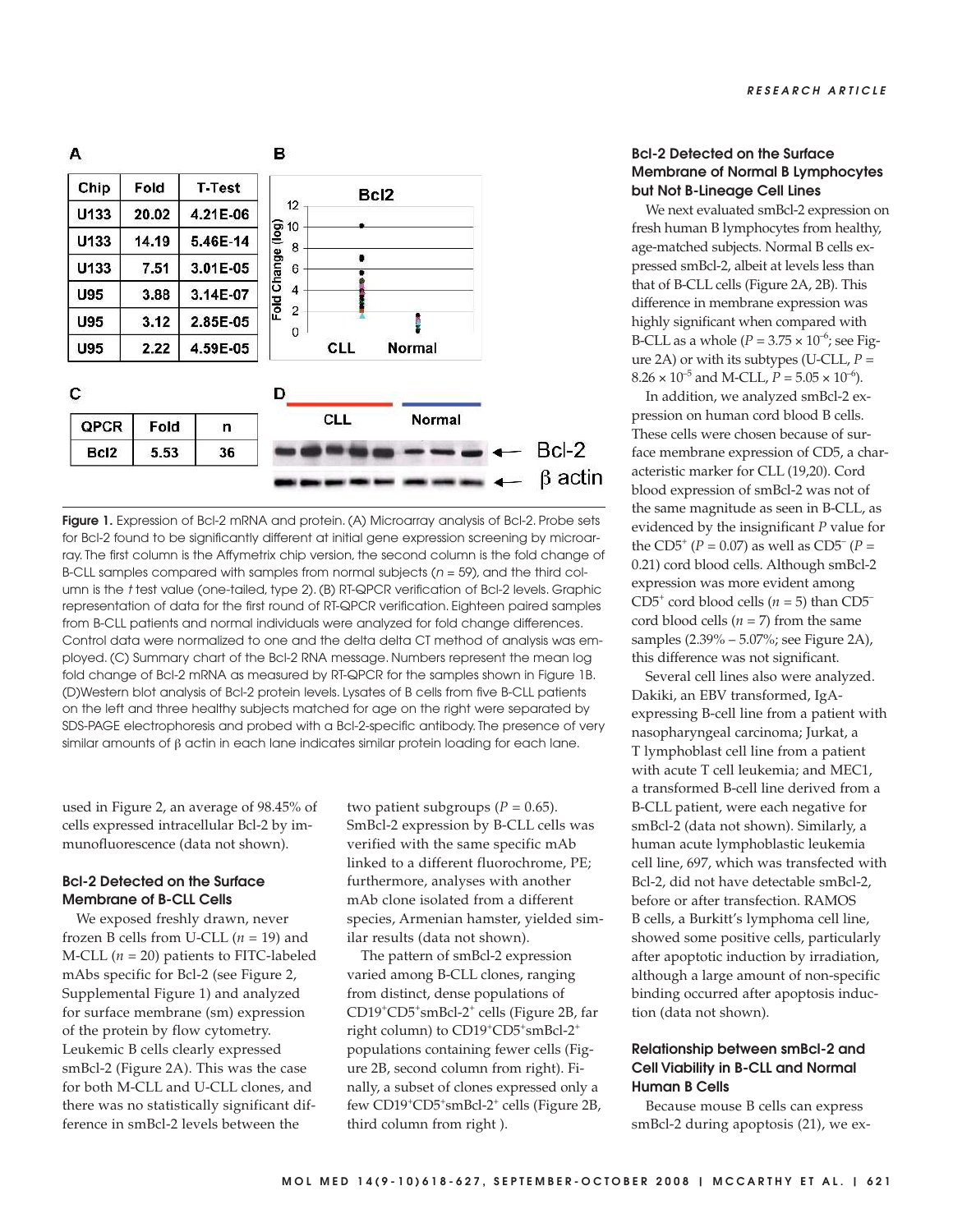| Chip | Fold | T-Test |
| --- | --- | --- |
| U133 | 20.02 | 4.21E-06 |
| U133 | 14.19 | 5.46E-14 |
| U133 | 7.51 | 3.01E-05 |
| U95 | 3.88 | 3.14E-07 |
| U95 | 3.12 | 2.85E-05 |
| U95 | 2.22 | 4.59E-05 |

| QPCR | Fold | n |
| --- | --- | --- |
| Bcl2 | 5.53 | 36 |

**Figure 1.** Expression of Bcl-2 mRNA and protein. (A) Microarray analysis of Bcl-2. Probe sets for Bcl-2 found to be significantly different at initial gene expression screening by microarray. The first column is the Affymetrix chip version, the second column is the fold change of B-CLL samples compared with samples from normal subjects ($n$ = 59), and the third column is the *t* test value (one-tailed, type 2). (B) RT-QPCR verification of Bcl-2 levels. Graphic representation of data for the first round of RT-QPCR verification. Eighteen paired samples from B-CLL patients and normal individuals were analyzed for fold change differences. Control data were normalized to one and the delta delta CT method of analysis was employed. (C) Summary chart of the Bcl-2 RNA message. Numbers represent the mean log fold change of Bcl-2 mRNA as measured by RT-QPCR for the samples shown in Figure 1B. (D)Western blot analysis of Bcl-2 protein levels. Lysates of B cells from five B-CLL patients on the left and three healthy subjects matched for age on the right were separated by SDS-PAGE electrophoresis and probed with a Bcl-2-specific antibody. The presence of very similar amounts of β actin in each lane indicates similar protein loading for each lane.

used in Figure 2, an average of 98.45% of cells expressed intracellular Bcl-2 by immunofluorescence (data not shown).

### Bcl-2 Detected on the Surface Membrane of B-CLL Cells

We exposed freshly drawn, never frozen B cells from U-CLL ($n$ = 19) and M-CLL ($n$ = 20) patients to FITC-labeled mAbs specific for Bcl-2 (see Figure 2, Supplemental Figure 1) and analyzed for surface membrane (sm) expression of the protein by flow cytometry. Leukemic B cells clearly expressed smBcl-2 (Figure 2A). This was the case for both M-CLL and U-CLL clones, and there was no statistically significant difference in smBcl-2 levels between the two patient subgroups ($P$ = 0.65). SmBcl-2 expression by B-CLL cells was verified with the same specific mAb linked to a different fluorochrome, PE; furthermore, analyses with another mAb clone isolated from a different species, Armenian hamster, yielded similar results (data not shown).

The pattern of smBcl-2 expression varied among B-CLL clones, ranging from distinct, dense populations of $CD19^{+}CD5^{+}smBcl\text{-}2^{+}$ cells (Figure 2B, far right column) to $CD19^{+}CD5^{+}smBcl\text{-}2^{+}$ populations containing fewer cells (Figure 2B, second column from right). Finally, a subset of clones expressed only a few $CD19^{+}CD5^{+}smBcl\text{-}2^{+}$ cells (Figure 2B, third column from right ).

### Bcl-2 Detected on the Surface Membrane of Normal B Lymphocytes but Not B-Lineage Cell Lines

We next evaluated smBcl-2 expression on fresh human B lymphocytes from healthy, age-matched subjects. Normal B cells expressed smBcl-2, albeit at levels less than that of B-CLL cells (Figure 2A, 2B). This difference in membrane expression was highly significant when compared with B-CLL as a whole ($P = 3.75 \times 10^{-6}$; see Figure 2A) or with its subtypes (U-CLL, $P = 8.26 \times 10^{-5}$ and M-CLL, $P = 5.05 \times 10^{-6}$).

In addition, we analyzed smBcl-2 expression on human cord blood B cells. These cells were chosen because of surface membrane expression of CD5, a characteristic marker for CLL (19,20). Cord blood expression of smBcl-2 was not of the same magnitude as seen in B-CLL, as evidenced by the insignificant $P$ value for the $CD5^{+}$ ($P$ = 0.07) as well as $CD5^{-}$ ($P$ = 0.21) cord blood cells. Although smBcl-2 expression was more evident among $CD5^{+}$ cord blood cells ($n$ = 5) than $CD5^{-}$ cord blood cells ($n$ = 7) from the same samples (2.39% – 5.07%; see Figure 2A), this difference was not significant.

Several cell lines also were analyzed. Dakiki, an EBV transformed, IgA-expressing B-cell line from a patient with nasopharyngeal carcinoma; Jurkat, a T lymphoblast cell line from a patient with acute T cell leukemia; and MEC1, a transformed B-cell line derived from a B-CLL patient, were each negative for smBcl-2 (data not shown). Similarly, a human acute lymphoblastic leukemia cell line, 697, which was transfected with Bcl-2, did not have detectable smBcl-2, before or after transfection. RAMOS B cells, a Burkitt's lymphoma cell line, showed some positive cells, particularly after apoptotic induction by irradiation, although a large amount of non-specific binding occurred after apoptosis induction (data not shown).

### Relationship between smBcl-2 and Cell Viability in B-CLL and Normal Human B Cells

Because mouse B cells can express smBcl-2 during apoptosis (21), we ex-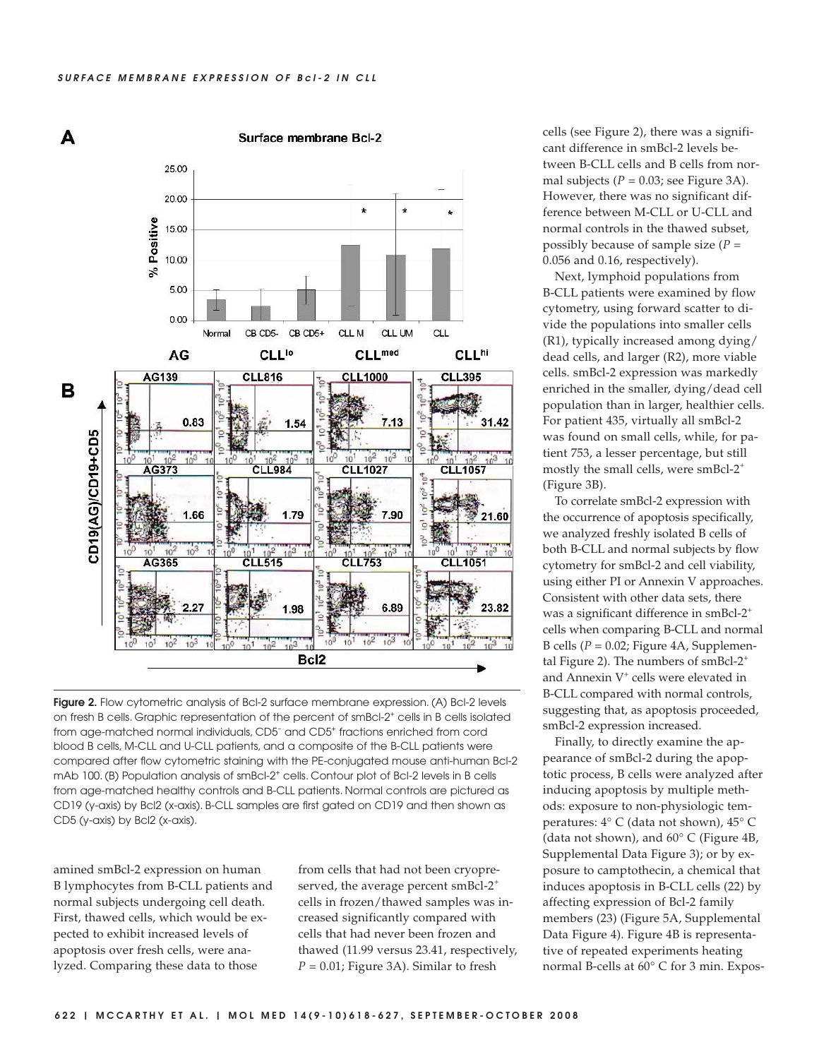Figure 2. Flow cytometric analysis of Bcl-2 surface membrane expression. (A) Bcl-2 levels on fresh B cells. Graphic representation of the percent of smBcl-2[+] cells in B cells isolated from age-matched normal individuals, CD5[−] and CD5[+] fractions enriched from cord blood B cells, M-CLL and U-CLL patients, and a composite of the B-CLL patients were compared after flow cytometric staining with the PE-conjugated mouse anti-human Bcl-2 mAb 100. (B) Population analysis of smBcl-2[+] cells. Contour plot of Bcl-2 levels in B cells from age-matched healthy controls and B-CLL patients. Normal controls are pictured as CD19 (y-axis) by Bcl2 (x-axis). B-CLL samples are first gated on CD19 and then shown as CD5 (y-axis) by Bcl2 (x-axis).

amined smBcl-2 expression on human B lymphocytes from B-CLL patients and normal subjects undergoing cell death. First, thawed cells, which would be expected to exhibit increased levels of apoptosis over fresh cells, were analyzed. Comparing these data to those from cells that had not been cryopreserved, the average percent smBcl-2[+] cells in frozen/thawed samples was increased significantly compared with cells that had never been frozen and thawed (11.99 versus 23.41, respectively, $P = 0.01$; Figure 3A). Similar to fresh cells (see Figure 2), there was a significant difference in smBcl-2 levels between B-CLL cells and B cells from normal subjects ($P = 0.03$; see Figure 3A). However, there was no significant difference between M-CLL or U-CLL and normal controls in the thawed subset, possibly because of sample size ($P = 0.056$ and 0.16, respectively).

Next, lymphoid populations from B-CLL patients were examined by flow cytometry, using forward scatter to divide the populations into smaller cells (R1), typically increased among dying/dead cells, and larger (R2), more viable cells. smBcl-2 expression was markedly enriched in the smaller, dying/dead cell population than in larger, healthier cells. For patient 435, virtually all smBcl-2 was found on small cells, while, for patient 753, a lesser percentage, but still mostly the small cells, were smBcl-2[+] (Figure 3B).

To correlate smBcl-2 expression with the occurrence of apoptosis specifically, we analyzed freshly isolated B cells of both B-CLL and normal subjects by flow cytometry for smBcl-2 and cell viability, using either PI or Annexin V approaches. Consistent with other data sets, there was a significant difference in smBcl-2[+] cells when comparing B-CLL and normal B cells ($P = 0.02$; Figure 4A, Supplemental Figure 2). The numbers of smBcl-2[+] and Annexin V[+] cells were elevated in B-CLL compared with normal controls, suggesting that, as apoptosis proceeded, smBcl-2 expression increased.

Finally, to directly examine the appearance of smBcl-2 during the apoptotic process, B cells were analyzed after inducing apoptosis by multiple methods: exposure to non-physiologic temperatures: 4° C (data not shown), 45° C (data not shown), and 60° C (Figure 4B, Supplemental Data Figure 3); or by exposure to camptothecin, a chemical that induces apoptosis in B-CLL cells (22) by affecting expression of Bcl-2 family members (23) (Figure 5A, Supplemental Data Figure 4). Figure 4B is representative of repeated experiments heating normal B-cells at 60° C for 3 min. Expos-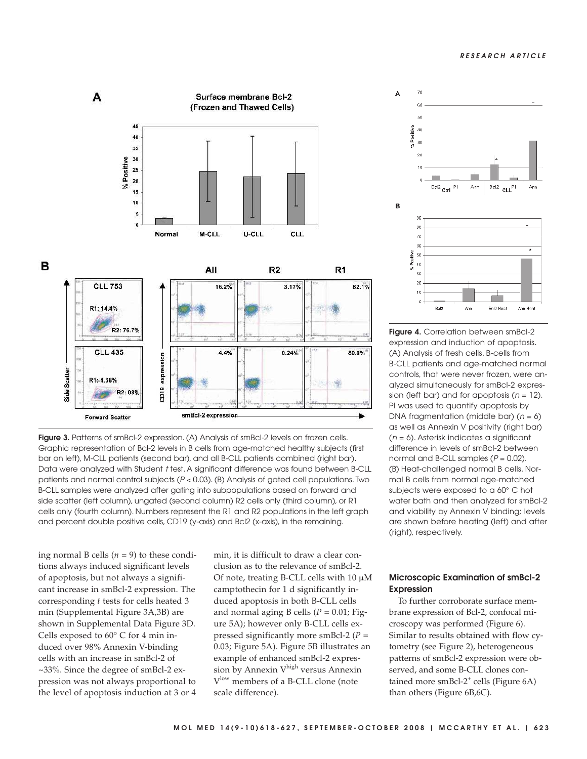**Figure 3.** Patterns of smBcl-2 expression. (A) Analysis of smBcl-2 levels on frozen cells. Graphic representation of Bcl-2 levels in B cells from age-matched healthy subjects (first bar on left), M-CLL patients (second bar), and all B-CLL patients combined (right bar). Data were analyzed with Student *t* test. A significant difference was found between B-CLL patients and normal control subjects ($P < 0.03$). (B) Analysis of gated cell populations. Two B-CLL samples were analyzed after gating into subpopulations based on forward and side scatter (left column), ungated (second column) R2 cells only (third column), or R1 cells only (fourth column). Numbers represent the R1 and R2 populations in the left graph and percent double positive cells, CD19 (y-axis) and Bcl2 (x-axis), in the remaining.

**Figure 4.** Correlation between smBcl-2 expression and induction of apoptosis. (A) Analysis of fresh cells. B-cells from B-CLL patients and age-matched normal controls, that were never frozen, were analyzed simultaneously for smBcl-2 expression (left bar) and for apoptosis ($n = 12$). PI was used to quantify apoptosis by DNA fragmentation (middle bar) ($n = 6$) as well as Annexin V positivity (right bar) ($n = 6$). Asterisk indicates a significant difference in levels of smBcl-2 between normal and B-CLL samples ($P = 0.02$). (B) Heat-challenged normal B cells. Normal B cells from normal age-matched subjects were exposed to a 60° C hot water bath and then analyzed for smBcl-2 and viability by Annexin V binding; levels are shown before heating (left) and after (right), respectively.

ing normal B cells ($n = 9$) to these conditions always induced significant levels of apoptosis, but not always a significant increase in smBcl-2 expression. The corresponding *t* tests for cells heated 3 min (Supplemental Figure 3A,3B) are shown in Supplemental Data Figure 3D. Cells exposed to 60° for 4 min induced over 98% Annexin V-binding cells with an increase in smBcl-2 of ~33%. Since the degree of smBcl-2 expression was not always proportional to the level of apoptosis induction at 3 or 4 min, it is difficult to draw a clear conclusion as to the relevance of smBcl-2. Of note, treating B-CLL cells with 10 μM camptothecin for 1 d significantly induced apoptosis in both B-CLL cells and normal aging B cells ($P = 0.01$; Figure 5A); however only B-CLL cells expressed significantly more smBcl-2 ($P = 0.03$; Figure 5A). Figure 5B illustrates an example of enhanced smBcl-2 expression by Annexin V$^{high}$ versus Annexin V$^{low}$ members of a B-CLL clone (note scale difference).

### Microscopic Examination of smBcl-2 Expression

To further corroborate surface membrane expression of Bcl-2, confocal microscopy was performed (Figure 6). Similar to results obtained with flow cytometry (see Figure 2), heterogeneous patterns of smBcl-2 expression were observed, and some B-CLL clones contained more smBcl-2$^{+}$ cells (Figure 6A) than others (Figure 6B,6C).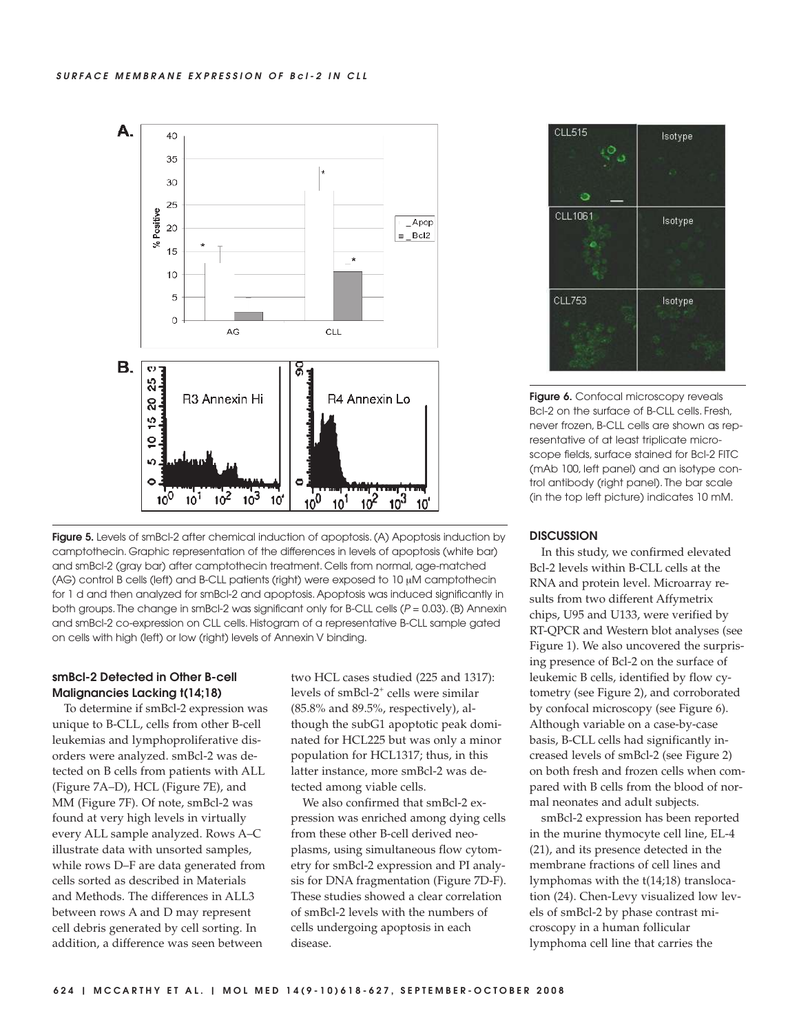**Figure 5.** Levels of smBcl-2 after chemical induction of apoptosis. (A) Apoptosis induction by camptothecin. Graphic representation of the differences in levels of apoptosis (white bar) and smBcl-2 (gray bar) after camptothecin treatment. Cells from normal, age-matched (AG) control B cells (left) and B-CLL patients (right) were exposed to 10 μM camptothecin for 1 d and then analyzed for smBcl-2 and apoptosis. Apoptosis was induced significantly in both groups. The change in smBcl-2 was significant only for B-CLL cells ($P = 0.03$). (B) Annexin and smBcl-2 co-expression on CLL cells. Histogram of a representative B-CLL sample gated on cells with high (left) or low (right) levels of Annexin V binding.

**Figure 6.** Confocal microscopy reveals Bcl-2 on the surface of B-CLL cells. Fresh, never frozen, B-CLL cells are shown as representative of at least triplicate microscope fields, surface stained for Bcl-2 FITC (mAb 100, left panel) and an isotype control antibody (right panel). The bar scale (in the top left picture) indicates 10 mM.

### smBcl-2 Detected in Other B-cell Malignancies Lacking t(14;18)

To determine if smBcl-2 expression was unique to B-CLL, cells from other B-cell leukemias and lymphoproliferative disorders were analyzed. smBcl-2 was detected on B cells from patients with ALL (Figure 7A–D), HCL (Figure 7E), and MM (Figure 7F). Of note, smBcl-2 was found at very high levels in virtually every ALL sample analyzed. Rows A–C illustrate data with unsorted samples, while rows D–F are data generated from cells sorted as described in Materials and Methods. The differences in ALL3 between rows A and D may represent cell debris generated by cell sorting. In addition, a difference was seen between two HCL cases studied (225 and 1317): levels of smBcl-2$^+$ cells were similar (85.8% and 89.5%, respectively), although the subG1 apoptotic peak dominated for HCL225 but was only a minor population for HCL1317; thus, in this latter instance, more smBcl-2 was detected among viable cells.

We also confirmed that smBcl-2 expression was enriched among dying cells from these other B-cell derived neoplasms, using simultaneous flow cytometry for smBcl-2 expression and PI analysis for DNA fragmentation (Figure 7D-F). These studies showed a clear correlation of smBcl-2 levels with the numbers of cells undergoing apoptosis in each disease.

## DISCUSSION

In this study, we confirmed elevated Bcl-2 levels within B-CLL cells at the RNA and protein level. Microarray results from two different Affymetrix chips, U95 and U133, were verified by RT-QPCR and Western blot analyses (see Figure 1). We also uncovered the surprising presence of Bcl-2 on the surface of leukemic B cells, identified by flow cytometry (see Figure 2), and corroborated by confocal microscopy (see Figure 6). Although variable on a case-by-case basis, B-CLL cells had significantly increased levels of smBcl-2 (see Figure 2) on both fresh and frozen cells when compared with B cells from the blood of normal neonates and adult subjects.

smBcl-2 expression has been reported in the murine thymocyte cell line, EL-4 (21), and its presence detected in the membrane fractions of cell lines and lymphomas with the t(14;18) translocation (24). Chen-Levy visualized low levels of smBcl-2 by phase contrast microscopy in a human follicular lymphoma cell line that carries the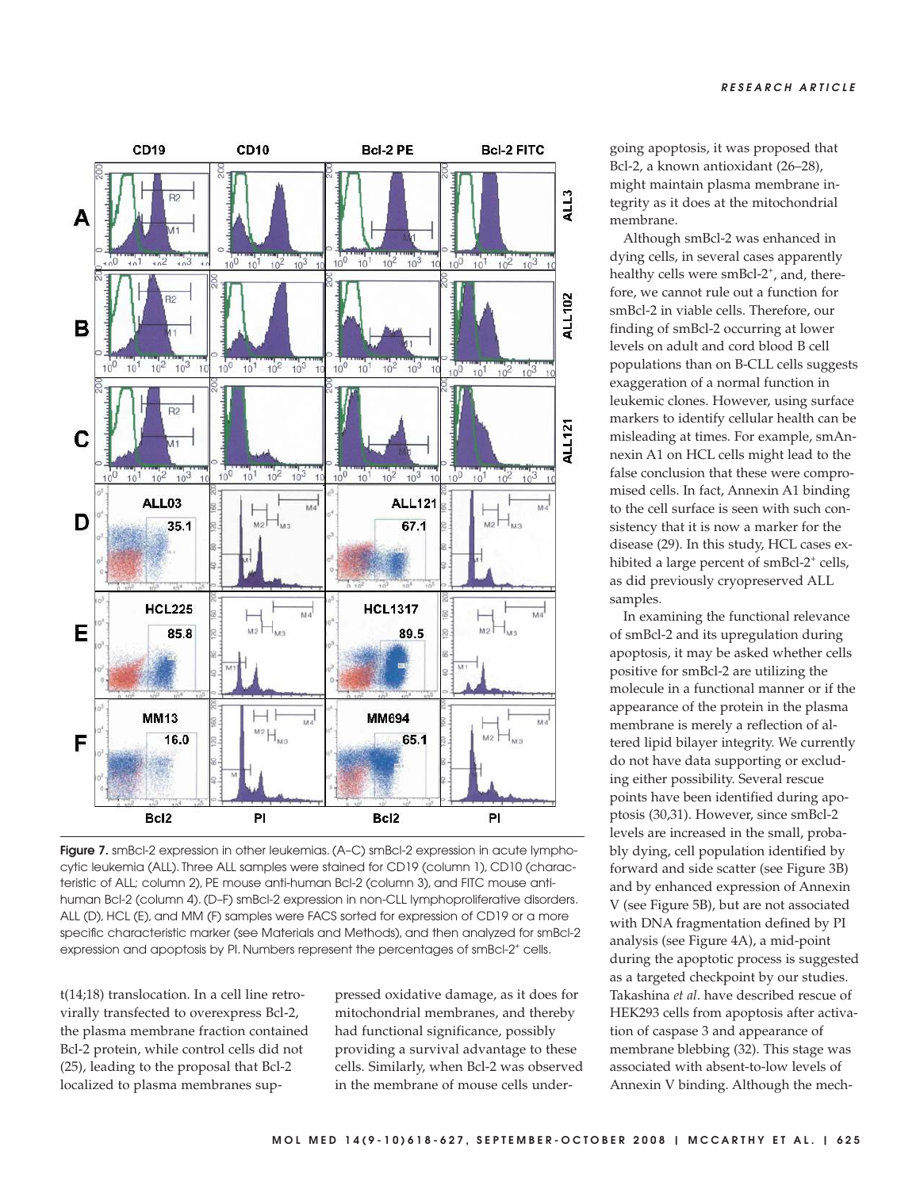**Figure 7.** smBcl-2 expression in other leukemias. (A–C) smBcl-2 expression in acute lymphocytic leukemia (ALL). Three ALL samples were stained for CD19 (column 1), CD10 (characteristic of ALL; column 2), PE mouse anti-human Bcl-2 (column 3), and FITC mouse anti-human Bcl-2 (column 4). (D–F) smBcl-2 expression in non-CLL lymphoproliferative disorders. ALL (D), HCL (E), and MM (F) samples were FACS sorted for expression of CD19 or a more specific characteristic marker (see Materials and Methods), and then analyzed for smBcl-2 expression and apoptosis by PI. Numbers represent the percentages of smBcl-2[+] cells.

t(14;18) translocation. In a cell line retrovirally transfected to overexpress Bcl-2, the plasma membrane fraction contained Bcl-2 protein, while control cells did not (25), leading to the proposal that Bcl-2 localized to plasma membranes suppressed oxidative damage, as it does for mitochondrial membranes, and thereby had functional significance, possibly providing a survival advantage to these cells. Similarly, when Bcl-2 was observed in the membrane of mouse cells undergoing apoptosis, it was proposed that Bcl-2, a known antioxidant (26–28), might maintain plasma membrane integrity as it does at the mitochondrial membrane.

Although smBcl-2 was enhanced in dying cells, in several cases apparently healthy cells were smBcl-2[+], and, therefore, we cannot rule out a function for smBcl-2 in viable cells. Therefore, our finding of smBcl-2 occurring at lower levels on adult and cord blood B cell populations than on B-CLL cells suggests exaggeration of a normal function in leukemic clones. However, using surface markers to identify cellular health can be misleading at times. For example, smAnnexin A1 on HCL cells might lead to the false conclusion that these were compromised cells. In fact, Annexin A1 binding to the cell surface is seen with such consistency that it is now a marker for the disease (29). In this study, HCL cases exhibited a large percent of smBcl-2[+] cells, as did previously cryopreserved ALL samples.

In examining the functional relevance of smBcl-2 and its upregulation during apoptosis, it may be asked whether cells positive for smBcl-2 are utilizing the molecule in a functional manner or if the appearance of the protein in the plasma membrane is merely a reflection of altered lipid bilayer integrity. We currently do not have data supporting or excluding either possibility. Several rescue points have been identified during apoptosis (30,31). However, since smBcl-2 levels are increased in the small, probably dying, cell population identified by forward and side scatter (see Figure 3B) and by enhanced expression of Annexin V (see Figure 5B), but are not associated with DNA fragmentation defined by PI analysis (see Figure 4A), a mid-point during the apoptotic process is suggested as a targeted checkpoint by our studies. Takashina *et al*. have described rescue of HEK293 cells from apoptosis after activation of caspase 3 and appearance of membrane blebbing (32). This stage was associated with absent-to-low levels of Annexin V binding. Although the mech-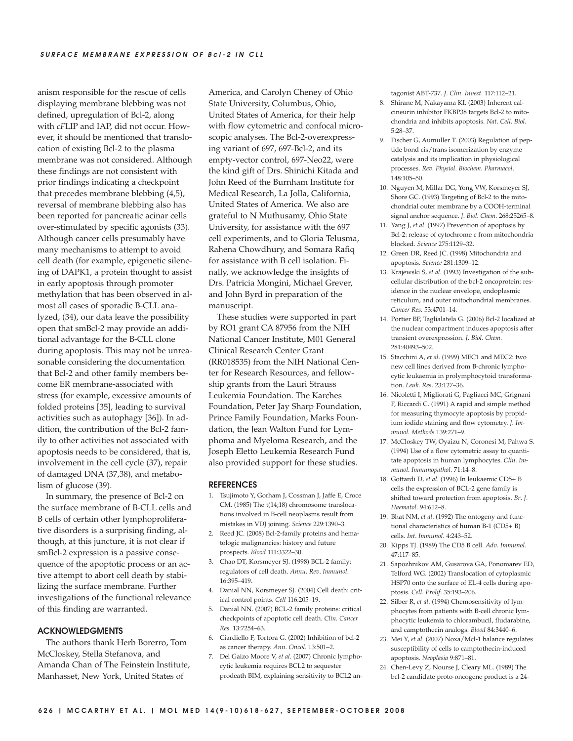anism responsible for the rescue of cells displaying membrane blebbing was not defined, upregulation of Bcl-2, along with *c*FLIP and IAP, did not occur. However, it should be mentioned that translocation of existing Bcl-2 to the plasma membrane was not considered. Although these findings are not consistent with prior findings indicating a checkpoint that precedes membrane blebbing (4,5), reversal of membrane blebbing also has been reported for pancreatic acinar cells over-stimulated by specific agonists (33). Although cancer cells presumably have many mechanisms to attempt to avoid cell death (for example, epigenetic silencing of DAPK1, a protein thought to assist in early apoptosis through promoter methylation that has been observed in almost all cases of sporadic B-CLL analyzed, (34), our data leave the possibility open that smBcl-2 may provide an additional advantage for the B-CLL clone during apoptosis. This may not be unreasonable considering the documentation that Bcl-2 and other family members become ER membrane-associated with stress (for example, excessive amounts of folded proteins [35], leading to survival activities such as autophagy [36]). In addition, the contribution of the Bcl-2 family to other activities not associated with apoptosis needs to be considered, that is, involvement in the cell cycle (37), repair of damaged DNA (37,38), and metabolism of glucose (39).

In summary, the presence of Bcl-2 on the surface membrane of B-CLL cells and B cells of certain other lymphoproliferative disorders is a surprising finding, although, at this juncture, it is not clear if smBcl-2 expression is a passive consequence of the apoptotic process or an active attempt to abort cell death by stabilizing the surface membrane. Further investigations of the functional relevance of this finding are warranted.

## ACKNOWLEDGMENTS

The authors thank Herb Borerro, Tom McCloskey, Stella Stefanova, and Amanda Chan of The Feinstein Institute, Manhasset, New York, United States of America, and Carolyn Cheney of Ohio State University, Columbus, Ohio, United States of America, for their help with flow cytometric and confocal microscopic analyses. The Bcl-2-overexpressing variant of 697, 697-Bcl-2, and its empty-vector control, 697-Neo22, were the kind gift of Drs. Shinichi Kitada and John Reed of the Burnham Institute for Medical Research, La Jolla, California, United States of America. We also are grateful to N Muthusamy, Ohio State University, for assistance with the 697 cell experiments, and to Gloria Telusma, Rahena Chowdhury, and Somara Rafiq for assistance with B cell isolation. Finally, we acknowledge the insights of Drs. Patricia Mongini, Michael Grever, and John Byrd in preparation of the manuscript.

These studies were supported in part by RO1 grant CA 87956 from the NIH National Cancer Institute, M01 General Clinical Research Center Grant (RR018535) from the NIH National Center for Research Resources, and fellowship grants from the Lauri Strauss Leukemia Foundation. The Karches Foundation, Peter Jay Sharp Foundation, Prince Family Foundation, Marks Foundation, the Jean Walton Fund for Lymphoma and Myeloma Research, and the Joseph Eletto Leukemia Research Fund also provided support for these studies.

## REFERENCES

1. Tsujimoto Y, Gorham J, Cossman J, Jaffe E, Croce CM. (1985) The t(14;18) chromosome translocations involved in B-cell neoplasms result from mistakes in VDJ joining. *Science* 229:1390–3.
2. Reed JC. (2008) Bcl-2-family proteins and hematologic malignancies: history and future prospects. *Blood* 111:3322–30.
3. Chao DT, Korsmeyer SJ. (1998) BCL-2 family: regulators of cell death. *Annu. Rev. Immunol.* 16:395–419.
4. Danial NN, Korsmeyer SJ. (2004) Cell death: critical control points. *Cell* 116:205–19.
5. Danial NN. (2007) BCL-2 family proteins: critical checkpoints of apoptotic cell death. *Clin. Cancer Res.* 13:7254–63.
6. Ciardiello F, Tortora G. (2002) Inhibition of bcl-2 as cancer therapy. *Ann. Oncol.* 13:501–2.
7. Del Gaizo Moore V, *et al.* (2007) Chronic lymphocytic leukemia requires BCL2 to sequester prodeath BIM, explaining sensitivity to BCL2 antagonist ABT-737. *J. Clin. Invest.* 117:112–21.
8. Shirane M, Nakayama KI. (2003) Inherent calcineurin inhibitor FKBP38 targets Bcl-2 to mitochondria and inhibits apoptosis. *Nat. Cell. Biol.* 5:28–37.
9. Fischer G, Aumuller T. (2003) Regulation of peptide bond cis/trans isomerization by enzyme catalysis and its implication in physiological processes. *Rev. Physiol. Biochem. Pharmacol.* 148:105–50.
10. Nguyen M, Millar DG, Yong VW, Korsmeyer SJ, Shore GC. (1993) Targeting of Bcl-2 to the mitochondrial outer membrane by a COOH-terminal signal anchor sequence. *J. Biol. Chem.* 268:25265–8.
11. Yang J, *et al.* (1997) Prevention of apoptosis by Bcl-2: release of cytochrome c from mitochondria blocked. *Science* 275:1129–32.
12. Green DR, Reed JC. (1998) Mitochondria and apoptosis. *Science* 281:1309–12.
13. Krajewski S, *et al.* (1993) Investigation of the subcellular distribution of the bcl-2 oncoprotein: residence in the nuclear envelope, endoplasmic reticulum, and outer mitochondrial membranes. *Cancer Res.* 53:4701–14.
14. Portier BP, Taglialatela G. (2006) Bcl-2 localized at the nuclear compartment induces apoptosis after transient overexpression. *J. Biol. Chem.* 281:40493–502.
15. Stacchini A, *et al.* (1999) MEC1 and MEC2: two new cell lines derived from B-chronic lymphocytic leukaemia in prolymphocytoid transformation. *Leuk. Res.* 23:127–36.
16. Nicoletti I, Migliorati G, Pagliacci MC, Grignani F, Riccardi C. (1991) A rapid and simple method for measuring thymocyte apoptosis by propidium iodide staining and flow cytometry. *J. Immunol. Methods* 139:271–9.
17. McCloskey TW, Oyaizu N, Coronesi M, Pahwa S. (1994) Use of a flow cytometric assay to quantitate apoptosis in human lymphocytes. *Clin. Immunol. Immunopathol.* 71:14–8.
18. Gottardi D, *et al.* (1996) In leukaemic CD5+ B cells the expression of BCL-2 gene family is shifted toward protection from apoptosis. *Br. J. Haematol.* 94:612–8.
19. Bhat NM, *et al.* (1992) The ontogeny and functional characteristics of human B-1 (CD5+ B) cells. *Int. Immunol.* 4:243–52.
20. Kipps TJ. (1989) The CD5 B cell. *Adv. Immunol.* 47:117–85.
21. Sapozhnikov AM, Gusarova GA, Ponomarev ED, Telford WG. (2002) Translocation of cytoplasmic HSP70 onto the surface of EL-4 cells during apoptosis. *Cell. Prolif.* 35:193–206.
22. Silber R, *et al.* (1994) Chemosensitivity of lymphocytes from patients with B-cell chronic lymphocytic leukemia to chlorambucil, fludarabine, and camptothecin analogs. *Blood* 84:3440–6.
23. Mei Y, *et al.* (2007) Noxa/Mcl-1 balance regulates susceptibility of cells to camptothecin-induced apoptosis. *Neoplasia* 9:871–81.
24. Chen-Levy Z, Nourse J, Cleary ML. (1989) The bcl-2 candidate proto-oncogene product is a 24-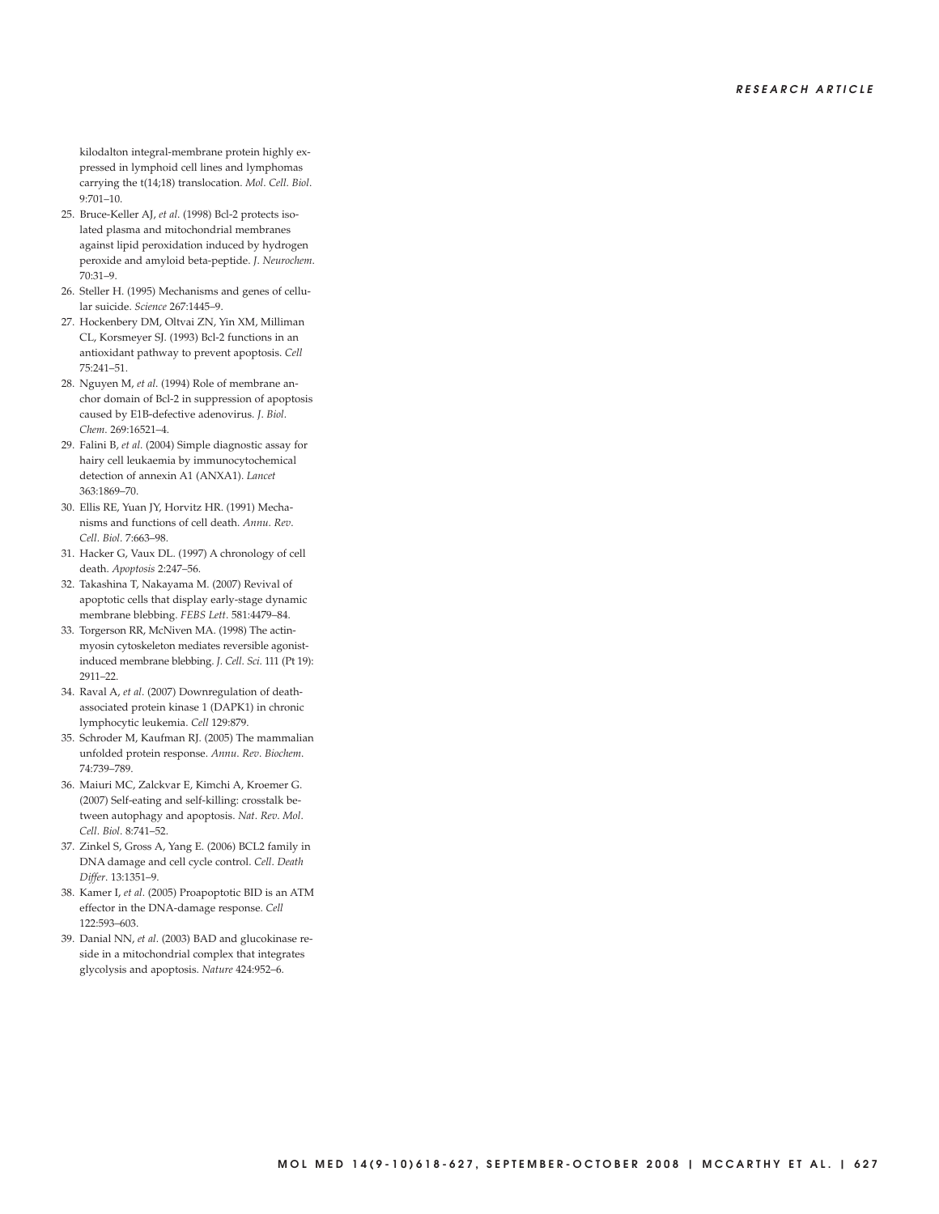kilodalton integral-membrane protein highly expressed in lymphoid cell lines and lymphomas carrying the t(14;18) translocation. *Mol. Cell. Biol.* 9:701–10.

25. Bruce-Keller AJ, *et al.* (1998) Bcl-2 protects isolated plasma and mitochondrial membranes against lipid peroxidation induced by hydrogen peroxide and amyloid beta-peptide. *J. Neurochem.* 70:31–9.
26. Steller H. (1995) Mechanisms and genes of cellular suicide. *Science* 267:1445–9.
27. Hockenbery DM, Oltvai ZN, Yin XM, Milliman CL, Korsmeyer SJ. (1993) Bcl-2 functions in an antioxidant pathway to prevent apoptosis. *Cell* 75:241–51.
28. Nguyen M, *et al.* (1994) Role of membrane anchor domain of Bcl-2 in suppression of apoptosis caused by E1B-defective adenovirus. *J. Biol. Chem.* 269:16521–4.
29. Falini B, *et al.* (2004) Simple diagnostic assay for hairy cell leukaemia by immunocytochemical detection of annexin A1 (ANXA1). *Lancet* 363:1869–70.
30. Ellis RE, Yuan JY, Horvitz HR. (1991) Mechanisms and functions of cell death. *Annu. Rev. Cell. Biol.* 7:663–98.
31. Hacker G, Vaux DL. (1997) A chronology of cell death. *Apoptosis* 2:247–56.
32. Takashina T, Nakayama M. (2007) Revival of apoptotic cells that display early-stage dynamic membrane blebbing. *FEBS Lett.* 581:4479–84.
33. Torgerson RR, McNiven MA. (1998) The actin-myosin cytoskeleton mediates reversible agonist-induced membrane blebbing. *J. Cell. Sci.* 111 (Pt 19): 2911–22.
34. Raval A, *et al.* (2007) Downregulation of death-associated protein kinase 1 (DAPK1) in chronic lymphocytic leukemia. *Cell* 129:879.
35. Schroder M, Kaufman RJ. (2005) The mammalian unfolded protein response. *Annu. Rev. Biochem.* 74:739–789.
36. Maiuri MC, Zalckvar E, Kimchi A, Kroemer G. (2007) Self-eating and self-killing: crosstalk between autophagy and apoptosis. *Nat. Rev. Mol. Cell. Biol.* 8:741–52.
37. Zinkel S, Gross A, Yang E. (2006) BCL2 family in DNA damage and cell cycle control. *Cell. Death Differ.* 13:1351–9.
38. Kamer I, *et al.* (2005) Proapoptotic BID is an ATM effector in the DNA-damage response. *Cell* 122:593–603.
39. Danial NN, *et al.* (2003) BAD and glucokinase reside in a mitochondrial complex that integrates glycolysis and apoptosis. *Nature* 424:952–6.